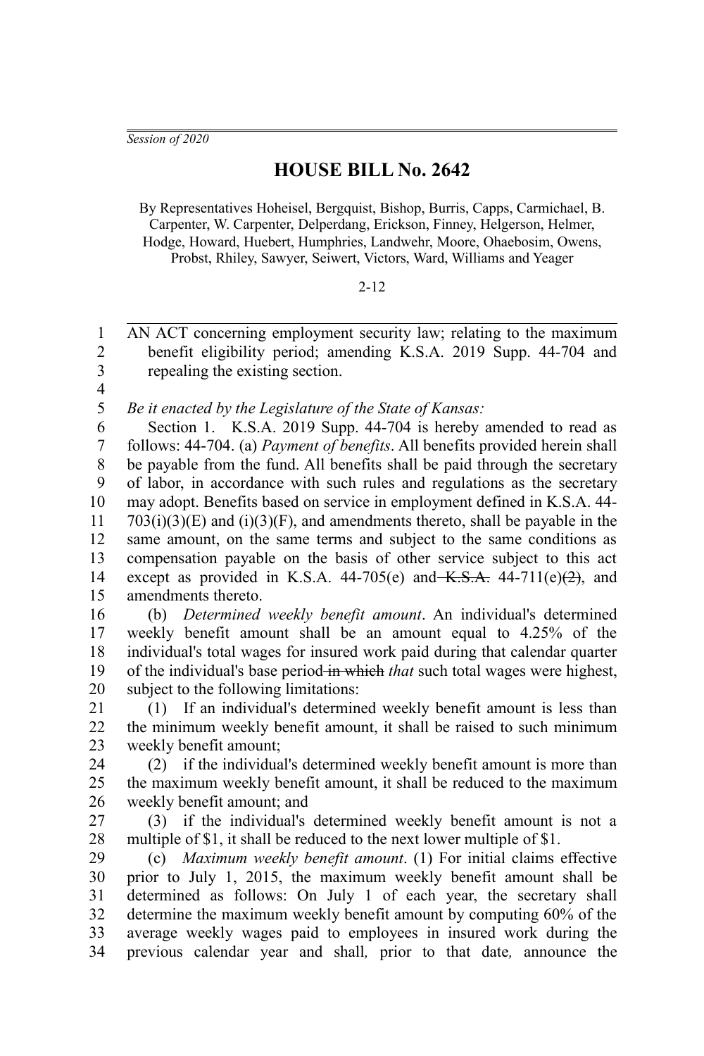*Session of 2020*

# HOUSE BILL No. 2642

By Representatives Hoheisel, Bergquist, Bishop, Burris, Capps, Carmichael, B. Carpenter, W. Carpenter, Delperdang, Erickson, Finney, Helgerson, Helmer, Hodge, Howard, Huebert, Humphries, Landwehr, Moore, Ohaebosim, Owens, Probst, Rhiley, Sawyer, Seiwert, Victors, Ward, Williams and Yeager

2-12

AN ACT concerning employment security law; relating to the maximum benefit eligibility period; amending K.S.A. 2019 Supp. 44-704 and repealing the existing section.

*Be it enacted by the Legislature of the State of Kansas:*

Section 1. K.S.A. 2019 Supp. 44-704 is hereby amended to read as follows: 44-704. (a) *Payment of benefits*. All benefits provided herein shall be payable from the fund. All benefits shall be paid through the secretary of labor, in accordance with such rules and regulations as the secretary may adopt. Benefits based on service in employment defined in K.S.A. 44-703(i)(3)(E) and (i)(3)(F), and amendments thereto, shall be payable in the same amount, on the same terms and subject to the same conditions as compensation payable on the basis of other service subject to this act except as provided in K.S.A. 44-705(e) and ~~K.S.A.~~ 44-711(e)~~(2)~~, and amendments thereto.

(b) *Determined weekly benefit amount*. An individual's determined weekly benefit amount shall be an amount equal to 4.25% of the individual's total wages for insured work paid during that calendar quarter of the individual's base period ~~in which~~ *that* such total wages were highest, subject to the following limitations:

(1) If an individual's determined weekly benefit amount is less than the minimum weekly benefit amount, it shall be raised to such minimum weekly benefit amount;

(2) if the individual's determined weekly benefit amount is more than the maximum weekly benefit amount, it shall be reduced to the maximum weekly benefit amount; and

(3) if the individual's determined weekly benefit amount is not a multiple of $1, it shall be reduced to the next lower multiple of $1.

(c) *Maximum weekly benefit amount*. (1) For initial claims effective prior to July 1, 2015, the maximum weekly benefit amount shall be determined as follows: On July 1 of each year, the secretary shall determine the maximum weekly benefit amount by computing 60% of the average weekly wages paid to employees in insured work during the previous calendar year and shall*,* prior to that date*,* announce the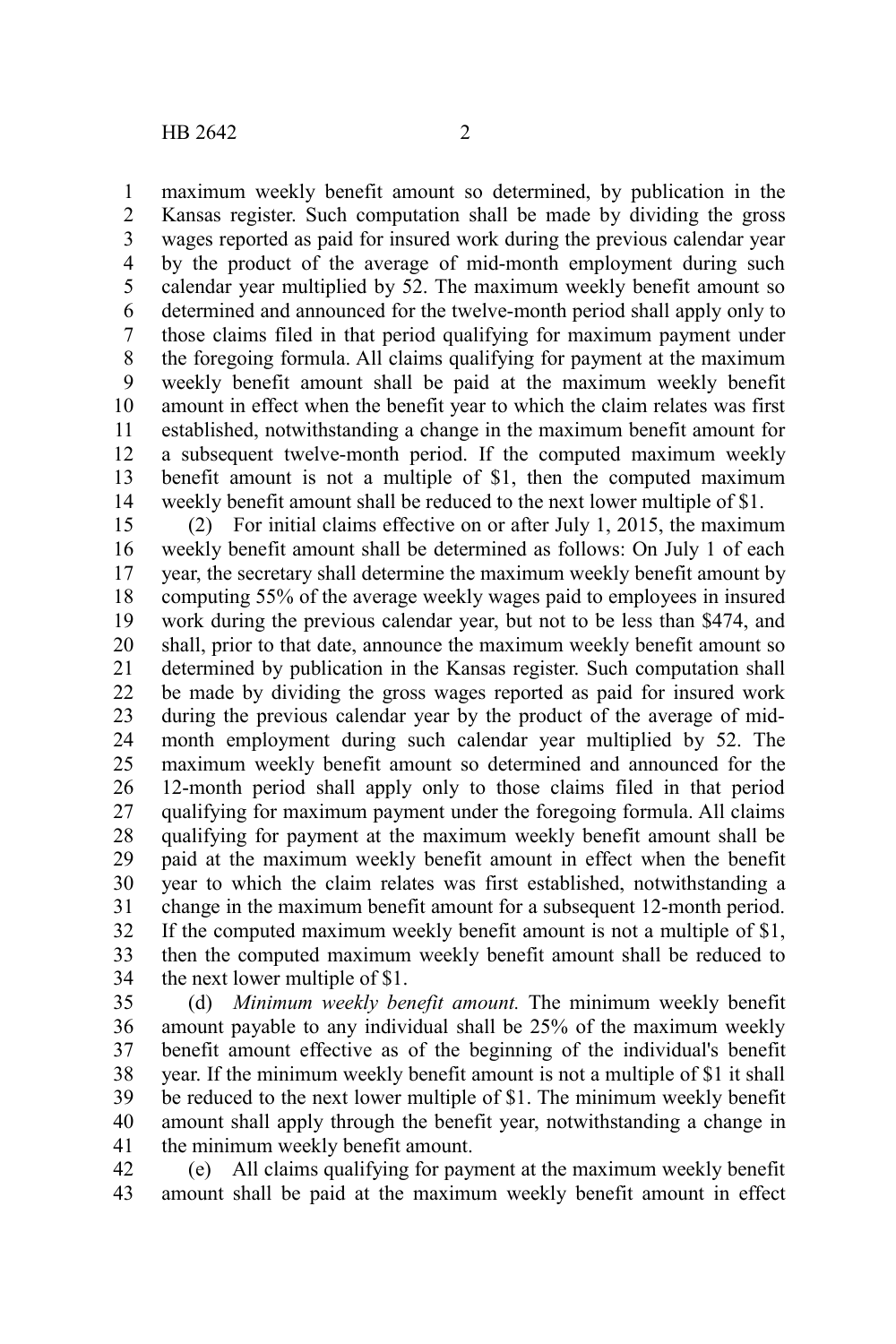maximum weekly benefit amount so determined, by publication in the Kansas register. Such computation shall be made by dividing the gross wages reported as paid for insured work during the previous calendar year by the product of the average of mid-month employment during such calendar year multiplied by 52. The maximum weekly benefit amount so determined and announced for the twelve-month period shall apply only to those claims filed in that period qualifying for maximum payment under the foregoing formula. All claims qualifying for payment at the maximum weekly benefit amount shall be paid at the maximum weekly benefit amount in effect when the benefit year to which the claim relates was first established, notwithstanding a change in the maximum benefit amount for a subsequent twelve-month period. If the computed maximum weekly benefit amount is not a multiple of $1, then the computed maximum weekly benefit amount shall be reduced to the next lower multiple of $1.

(2) For initial claims effective on or after July 1, 2015, the maximum weekly benefit amount shall be determined as follows: On July 1 of each year, the secretary shall determine the maximum weekly benefit amount by computing 55% of the average weekly wages paid to employees in insured work during the previous calendar year, but not to be less than $474, and shall, prior to that date, announce the maximum weekly benefit amount so determined by publication in the Kansas register. Such computation shall be made by dividing the gross wages reported as paid for insured work during the previous calendar year by the product of the average of mid-month employment during such calendar year multiplied by 52. The maximum weekly benefit amount so determined and announced for the 12-month period shall apply only to those claims filed in that period qualifying for maximum payment under the foregoing formula. All claims qualifying for payment at the maximum weekly benefit amount shall be paid at the maximum weekly benefit amount in effect when the benefit year to which the claim relates was first established, notwithstanding a change in the maximum benefit amount for a subsequent 12-month period. If the computed maximum weekly benefit amount is not a multiple of $1, then the computed maximum weekly benefit amount shall be reduced to the next lower multiple of $1.

(d) *Minimum weekly benefit amount.* The minimum weekly benefit amount payable to any individual shall be 25% of the maximum weekly benefit amount effective as of the beginning of the individual's benefit year. If the minimum weekly benefit amount is not a multiple of $1 it shall be reduced to the next lower multiple of $1. The minimum weekly benefit amount shall apply through the benefit year, notwithstanding a change in the minimum weekly benefit amount.

(e) All claims qualifying for payment at the maximum weekly benefit amount shall be paid at the maximum weekly benefit amount in effect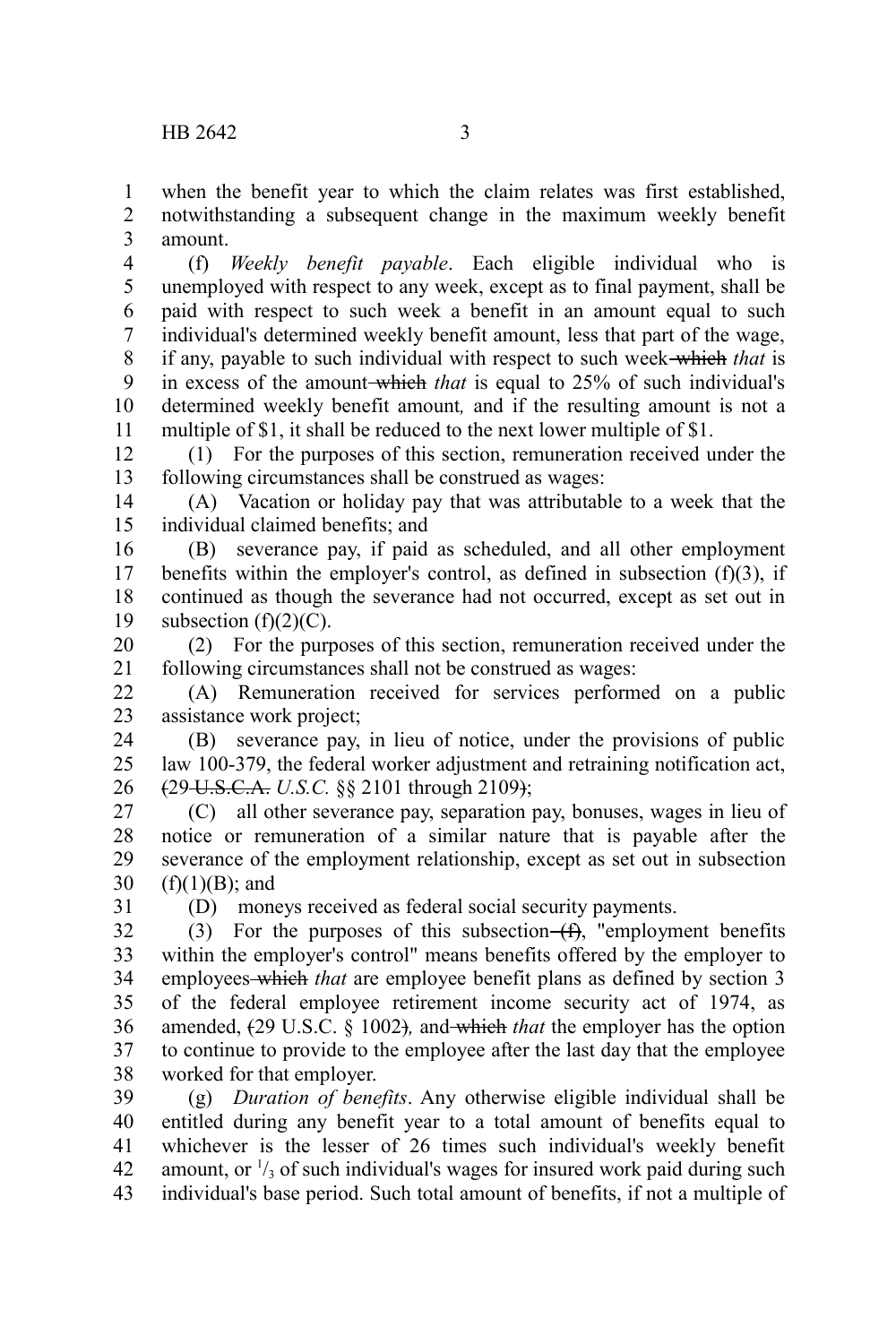when the benefit year to which the claim relates was first established, notwithstanding a subsequent change in the maximum weekly benefit amount.

(f) *Weekly benefit payable*. Each eligible individual who is unemployed with respect to any week, except as to final payment, shall be paid with respect to such week a benefit in an amount equal to such individual's determined weekly benefit amount, less that part of the wage, if any, payable to such individual with respect to such week ~~which~~ *that* is in excess of the amount ~~which~~ *that* is equal to 25% of such individual's determined weekly benefit amount*,* and if the resulting amount is not a multiple of $1, it shall be reduced to the next lower multiple of $1.

(1) For the purposes of this section, remuneration received under the following circumstances shall be construed as wages:

(A) Vacation or holiday pay that was attributable to a week that the individual claimed benefits; and

(B) severance pay, if paid as scheduled, and all other employment benefits within the employer's control, as defined in subsection (f)(3), if continued as though the severance had not occurred, except as set out in subsection (f)(2)(C).

(2) For the purposes of this section, remuneration received under the following circumstances shall not be construed as wages:

(A) Remuneration received for services performed on a public assistance work project;

(B) severance pay, in lieu of notice, under the provisions of public law 100-379, the federal worker adjustment and retraining notification act, ~~(~~29 ~~U.S.C.A.~~ *U.S.C.* §§ 2101 through 2109~~)~~;

(C) all other severance pay, separation pay, bonuses, wages in lieu of notice or remuneration of a similar nature that is payable after the severance of the employment relationship, except as set out in subsection (f)(1)(B); and

(D) moneys received as federal social security payments.

(3) For the purposes of this subsection ~~(f)~~, "employment benefits within the employer's control" means benefits offered by the employer to employees ~~which~~ *that* are employee benefit plans as defined by section 3 of the federal employee retirement income security act of 1974, as amended, ~~(~~29 U.S.C. § 1002~~)~~*,* and ~~which~~ *that* the employer has the option to continue to provide to the employee after the last day that the employee worked for that employer.

(g) *Duration of benefits*. Any otherwise eligible individual shall be entitled during any benefit year to a total amount of benefits equal to whichever is the lesser of 26 times such individual's weekly benefit amount, or $^{1}/_{3}$ of such individual's wages for insured work paid during such individual's base period. Such total amount of benefits, if not a multiple of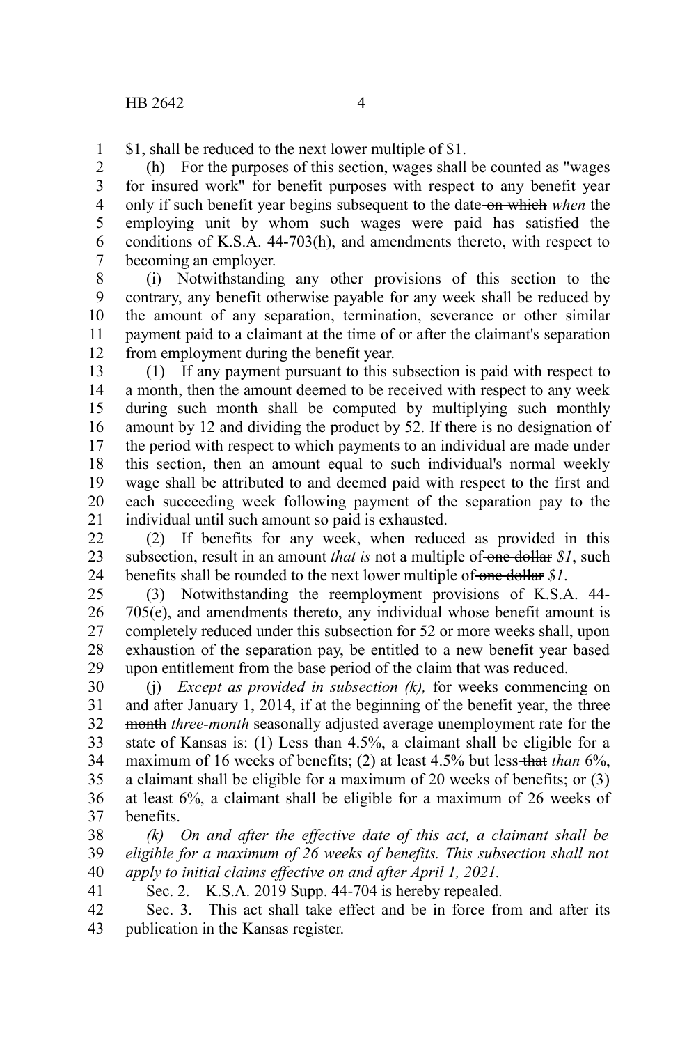$1, shall be reduced to the next lower multiple of $1.

(h) For the purposes of this section, wages shall be counted as "wages for insured work" for benefit purposes with respect to any benefit year only if such benefit year begins subsequent to the date ~~on which~~ *when* the employing unit by whom such wages were paid has satisfied the conditions of K.S.A. 44-703(h), and amendments thereto, with respect to becoming an employer.

(i) Notwithstanding any other provisions of this section to the contrary, any benefit otherwise payable for any week shall be reduced by the amount of any separation, termination, severance or other similar payment paid to a claimant at the time of or after the claimant's separation from employment during the benefit year.

(1) If any payment pursuant to this subsection is paid with respect to a month, then the amount deemed to be received with respect to any week during such month shall be computed by multiplying such monthly amount by 12 and dividing the product by 52. If there is no designation of the period with respect to which payments to an individual are made under this section, then an amount equal to such individual's normal weekly wage shall be attributed to and deemed paid with respect to the first and each succeeding week following payment of the separation pay to the individual until such amount so paid is exhausted.

(2) If benefits for any week, when reduced as provided in this subsection, result in an amount *that is* not a multiple of ~~one dollar~~ *$1*, such benefits shall be rounded to the next lower multiple of ~~one dollar~~ *$1*.

(3) Notwithstanding the reemployment provisions of K.S.A. 44-705(e), and amendments thereto, any individual whose benefit amount is completely reduced under this subsection for 52 or more weeks shall, upon exhaustion of the separation pay, be entitled to a new benefit year based upon entitlement from the base period of the claim that was reduced.

(j) *Except as provided in subsection (k),* for weeks commencing on and after January 1, 2014, if at the beginning of the benefit year, the ~~three month~~ *three-month* seasonally adjusted average unemployment rate for the state of Kansas is: (1) Less than 4.5%, a claimant shall be eligible for a maximum of 16 weeks of benefits; (2) at least 4.5% but less ~~that~~ *than* 6%, a claimant shall be eligible for a maximum of 20 weeks of benefits; or (3) at least 6%, a claimant shall be eligible for a maximum of 26 weeks of benefits.

*(k) On and after the effective date of this act, a claimant shall be eligible for a maximum of 26 weeks of benefits. This subsection shall not apply to initial claims effective on and after April 1, 2021.*

Sec. 2. K.S.A. 2019 Supp. 44-704 is hereby repealed.

Sec. 3. This act shall take effect and be in force from and after its publication in the Kansas register.